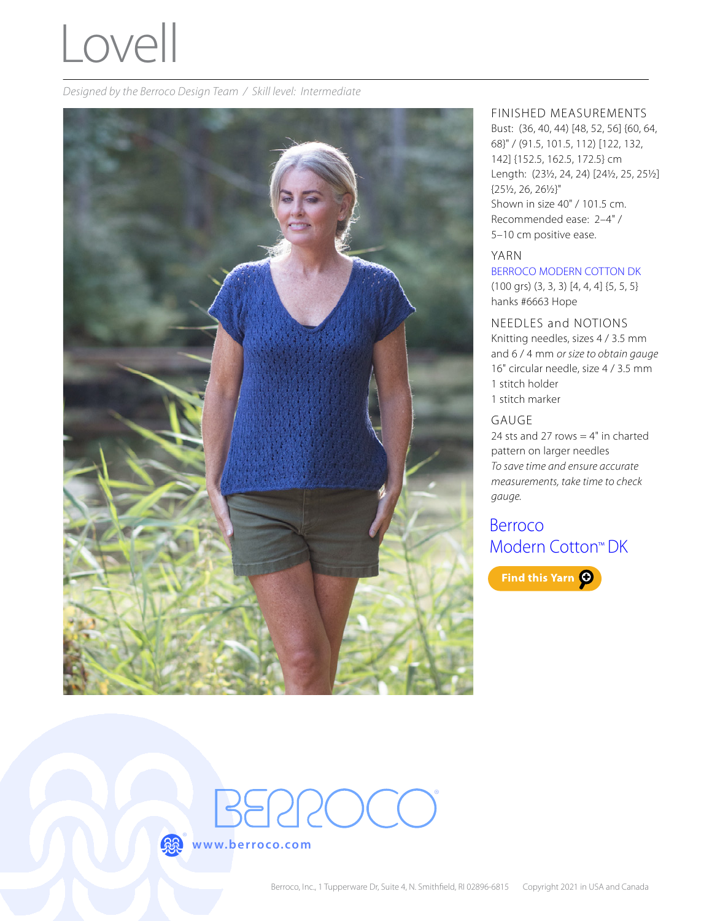# Lovell

*Designed by the Berroco Design Team / Skill level: Intermediate*

## FINISHED MEASUREMENTS

Bust: (36, 40, 44) [48, 52, 56] {60, 64, 68}" / (91.5, 101.5, 112) [122, 132, 142] {152.5, 162.5, 172.5} cm

Length: (23½, 24, 24) [24½, 25, 25½] {25½, 26, 26½}"

Shown in size 40" / 101.5 cm.

Recommended ease: 2–4" / 5–10 cm positive ease.

## YARN

BERROCO MODERN COTTON DK

(100 grs) (3, 3, 3) [4, 4, 4] {5, 5, 5} hanks #6663 Hope

## NEEDLES and NOTIONS

Knitting needles, sizes 4 / 3.5 mm and 6 / 4 mm *or size to obtain gauge*

16" circular needle, size 4 / 3.5 mm

1 stitch holder

1 stitch marker

## GAUGE

24 sts and 27 rows = 4" in charted pattern on larger needles

*To save time and ensure accurate measurements, take time to check gauge.*

Berroco Modern Cotton™ DK

Find this Yarn

BERROCO

www.berroco.com

Berroco, Inc., 1 Tupperware Dr, Suite 4, N. Smithfield, RI 02896-6815 Copyright 2021 in USA and Canada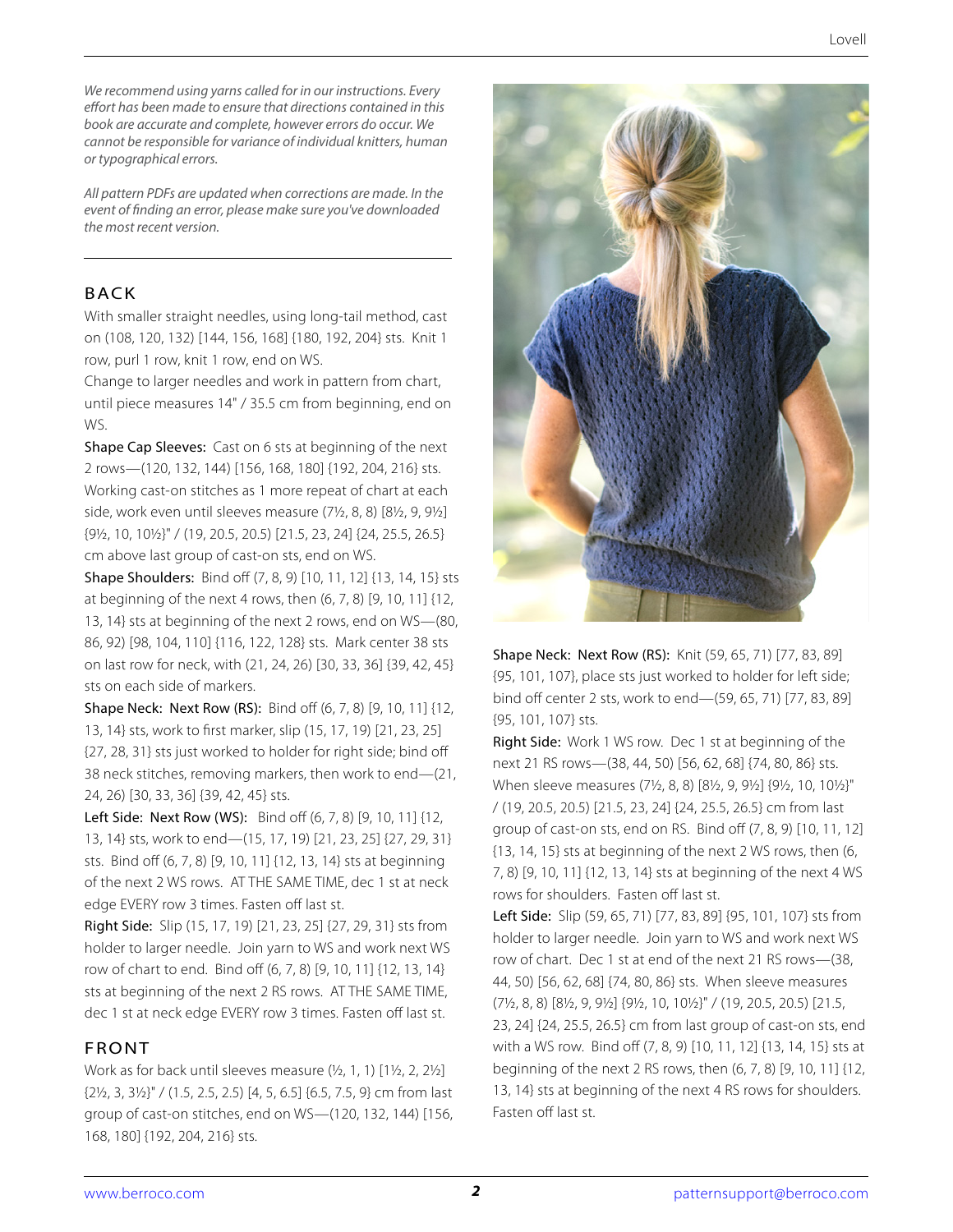*We recommend using yarns called for in our instructions. Every effort has been made to ensure that directions contained in this book are accurate and complete, however errors do occur. We cannot be responsible for variance of individual knitters, human or typographical errors.*

*All pattern PDFs are updated when corrections are made. In the event of finding an error, please make sure you've downloaded the most recent version.*

## BACK

With smaller straight needles, using long-tail method, cast on (108, 120, 132) [144, 156, 168] {180, 192, 204} sts. Knit 1 row, purl 1 row, knit 1 row, end on WS.

Change to larger needles and work in pattern from chart, until piece measures 14" / 35.5 cm from beginning, end on WS.

Shape Cap Sleeves: Cast on 6 sts at beginning of the next 2 rows—(120, 132, 144) [156, 168, 180] {192, 204, 216} sts. Working cast-on stitches as 1 more repeat of chart at each side, work even until sleeves measure (7½, 8, 8) [8½, 9, 9½] {9½, 10, 10½}" / (19, 20.5, 20.5) [21.5, 23, 24] {24, 25.5, 26.5} cm above last group of cast-on sts, end on WS.

Shape Shoulders: Bind off (7, 8, 9) [10, 11, 12] {13, 14, 15} sts at beginning of the next 4 rows, then (6, 7, 8) [9, 10, 11] {12, 13, 14} sts at beginning of the next 2 rows, end on WS—(80, 86, 92) [98, 104, 110] {116, 122, 128} sts. Mark center 38 sts on last row for neck, with (21, 24, 26) [30, 33, 36] {39, 42, 45} sts on each side of markers.

Shape Neck: Next Row (RS): Bind off (6, 7, 8) [9, 10, 11] {12, 13, 14} sts, work to first marker, slip (15, 17, 19) [21, 23, 25] {27, 28, 31} sts just worked to holder for right side; bind off 38 neck stitches, removing markers, then work to end—(21, 24, 26) [30, 33, 36] {39, 42, 45} sts.

Left Side: Next Row (WS): Bind off (6, 7, 8) [9, 10, 11] {12, 13, 14} sts, work to end—(15, 17, 19) [21, 23, 25] {27, 29, 31} sts. Bind off (6, 7, 8) [9, 10, 11] {12, 13, 14} sts at beginning of the next 2 WS rows. AT THE SAME TIME, dec 1 st at neck edge EVERY row 3 times. Fasten off last st.

Right Side: Slip (15, 17, 19) [21, 23, 25] {27, 29, 31} sts from holder to larger needle. Join yarn to WS and work next WS row of chart to end. Bind off (6, 7, 8) [9, 10, 11] {12, 13, 14} sts at beginning of the next 2 RS rows. AT THE SAME TIME, dec 1 st at neck edge EVERY row 3 times. Fasten off last st.

## FRONT

Work as for back until sleeves measure (½, 1, 1) [1½, 2, 2½] {2½, 3, 3½}" / (1.5, 2.5, 2.5) [4, 5, 6.5] {6.5, 7.5, 9} cm from last group of cast-on stitches, end on WS—(120, 132, 144) [156, 168, 180] {192, 204, 216} sts.

Shape Neck: Next Row (RS): Knit (59, 65, 71) [77, 83, 89] {95, 101, 107}, place sts just worked to holder for left side; bind off center 2 sts, work to end—(59, 65, 71) [77, 83, 89] {95, 101, 107} sts.

Right Side: Work 1 WS row. Dec 1 st at beginning of the next 21 RS rows—(38, 44, 50) [56, 62, 68] {74, 80, 86} sts. When sleeve measures (7½, 8, 8) [8½, 9, 9½] {9½, 10, 10½}" / (19, 20.5, 20.5) [21.5, 23, 24] {24, 25.5, 26.5} cm from last group of cast-on sts, end on RS. Bind off (7, 8, 9) [10, 11, 12] {13, 14, 15} sts at beginning of the next 2 WS rows, then (6, 7, 8) [9, 10, 11] {12, 13, 14} sts at beginning of the next 4 WS rows for shoulders. Fasten off last st.

Left Side: Slip (59, 65, 71) [77, 83, 89] {95, 101, 107} sts from holder to larger needle. Join yarn to WS and work next WS row of chart. Dec 1 st at end of the next 21 RS rows—(38, 44, 50) [56, 62, 68] {74, 80, 86} sts. When sleeve measures (7½, 8, 8) [8½, 9, 9½] {9½, 10, 10½}" / (19, 20.5, 20.5) [21.5, 23, 24] {24, 25.5, 26.5} cm from last group of cast-on sts, end with a WS row. Bind off (7, 8, 9) [10, 11, 12] {13, 14, 15} sts at beginning of the next 2 RS rows, then (6, 7, 8) [9, 10, 11] {12, 13, 14} sts at beginning of the next 4 RS rows for shoulders. Fasten off last st.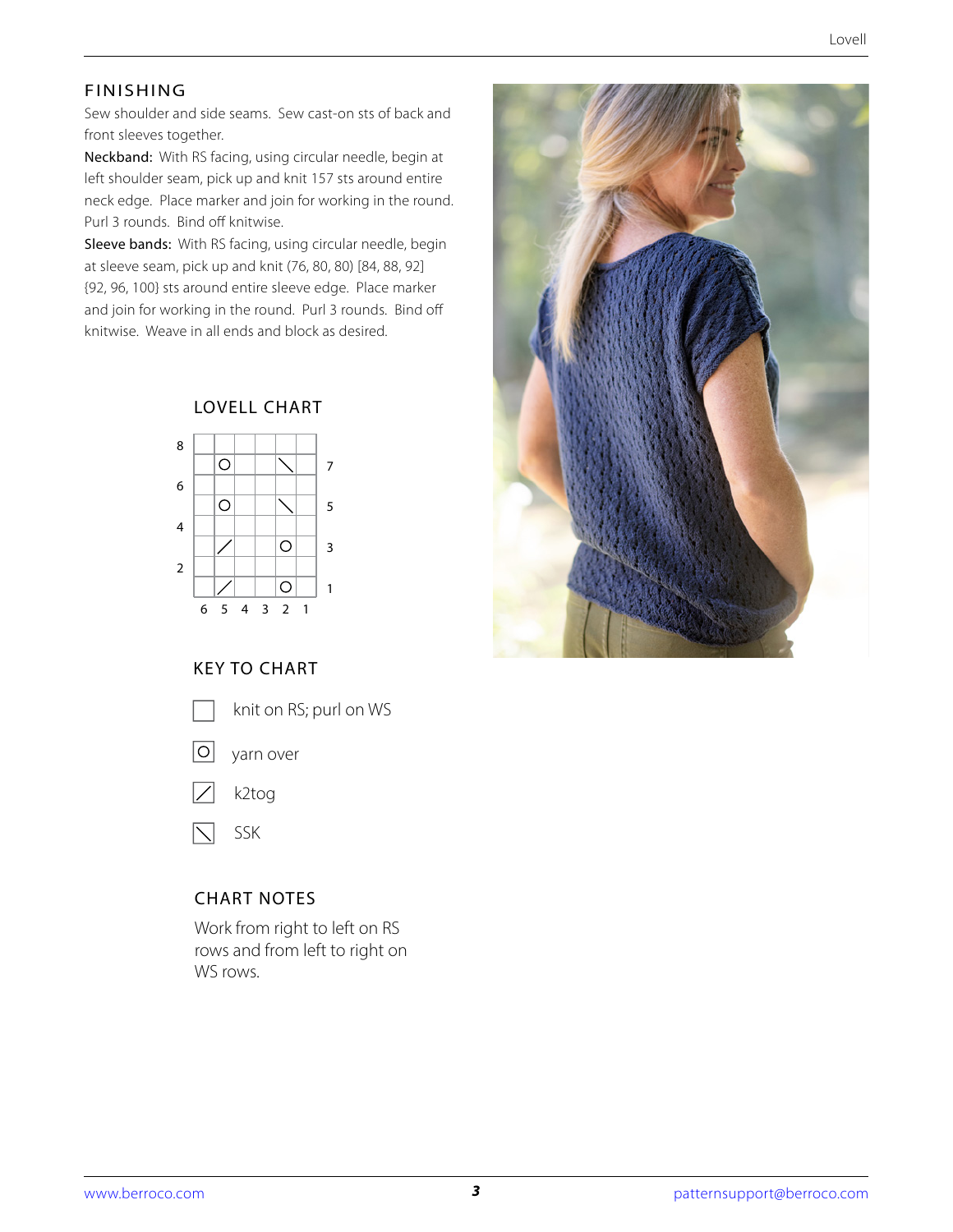## FINISHING

Sew shoulder and side seams. Sew cast-on sts of back and front sleeves together.

**Neckband:** With RS facing, using circular needle, begin at left shoulder seam, pick up and knit 157 sts around entire neck edge. Place marker and join for working in the round. Purl 3 rounds. Bind off knitwise.

**Sleeve bands:** With RS facing, using circular needle, begin at sleeve seam, pick up and knit (76, 80, 80) [84, 88, 92] {92, 96, 100} sts around entire sleeve edge. Place marker and join for working in the round. Purl 3 rounds. Bind off knitwise. Weave in all ends and block as desired.

## LOVELL CHART

| Row | 6 | 5 | 4 | 3 | 2 | 1 | Row |
|---|---|---|---|---|---|---|---|
| 8 | | | | | | | |
| | | O | | | SSK | | 7 |
| 6 | | | | | | | |
| | | O | | | SSK | | 5 |
| 4 | | | | | | | |
| | | k2tog | | | O | | 3 |
| 2 | | | | | | | |
| | | k2tog | | | O | | 1 |

## KEY TO CHART

- □ knit on RS; purl on WS
- O yarn over
- / k2tog
- \ SSK

## CHART NOTES

Work from right to left on RS rows and from left to right on WS rows.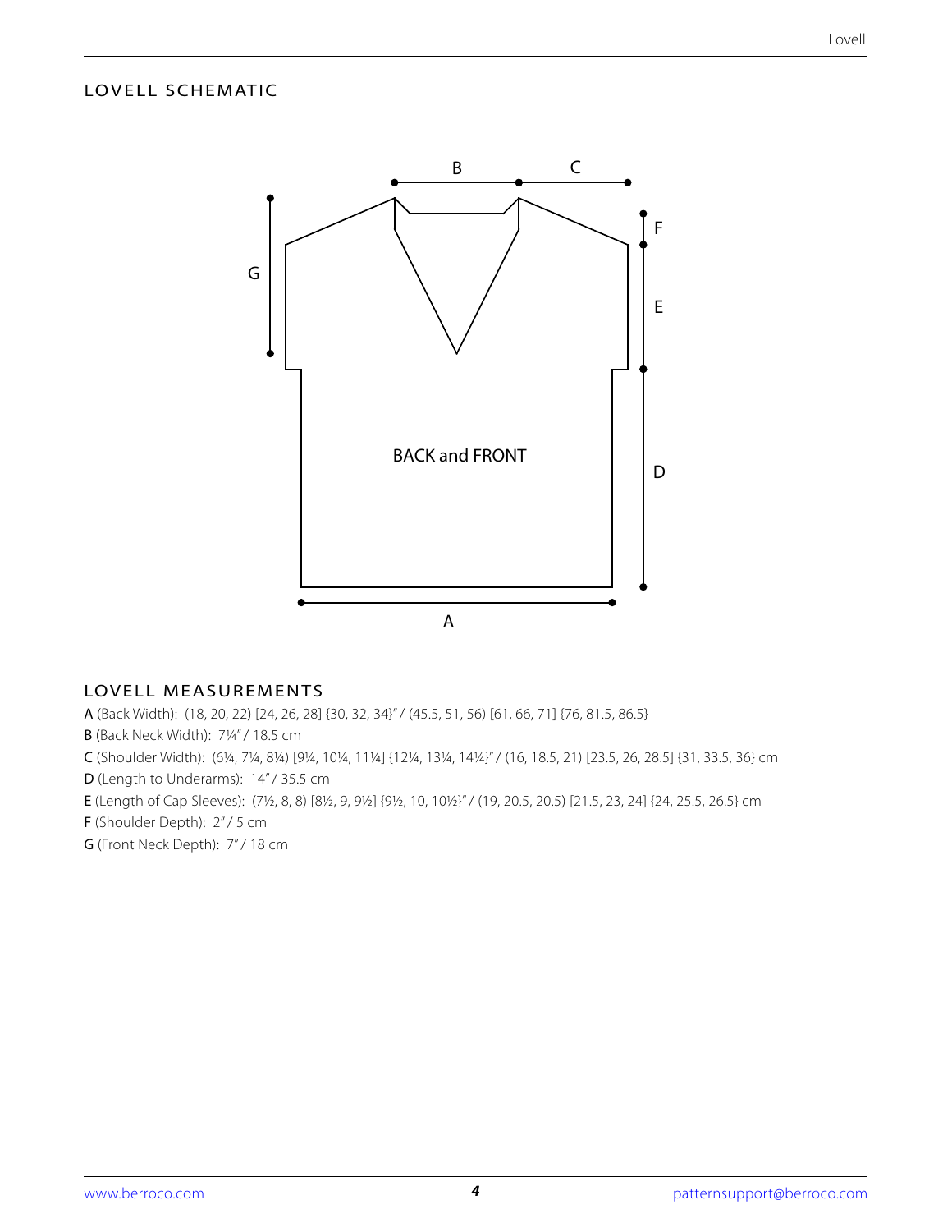## LOVELL SCHEMATIC

## LOVELL MEASUREMENTS

**A** (Back Width): (18, 20, 22) [24, 26, 28] {30, 32, 34}" / (45.5, 51, 56) [61, 66, 71] {76, 81.5, 86.5}

**B** (Back Neck Width): 7¼" / 18.5 cm

**C** (Shoulder Width): (6¼, 7¼, 8¼) [9¼, 10¼, 11¼] {12¼, 13¼, 14¼}" / (16, 18.5, 21) [23.5, 26, 28.5] {31, 33.5, 36} cm

**D** (Length to Underarms): 14" / 35.5 cm

**E** (Length of Cap Sleeves): (7½, 8, 8) [8½, 9, 9½] {9½, 10, 10½}" / (19, 20.5, 20.5) [21.5, 23, 24] {24, 25.5, 26.5} cm

**F** (Shoulder Depth): 2" / 5 cm

**G** (Front Neck Depth): 7" / 18 cm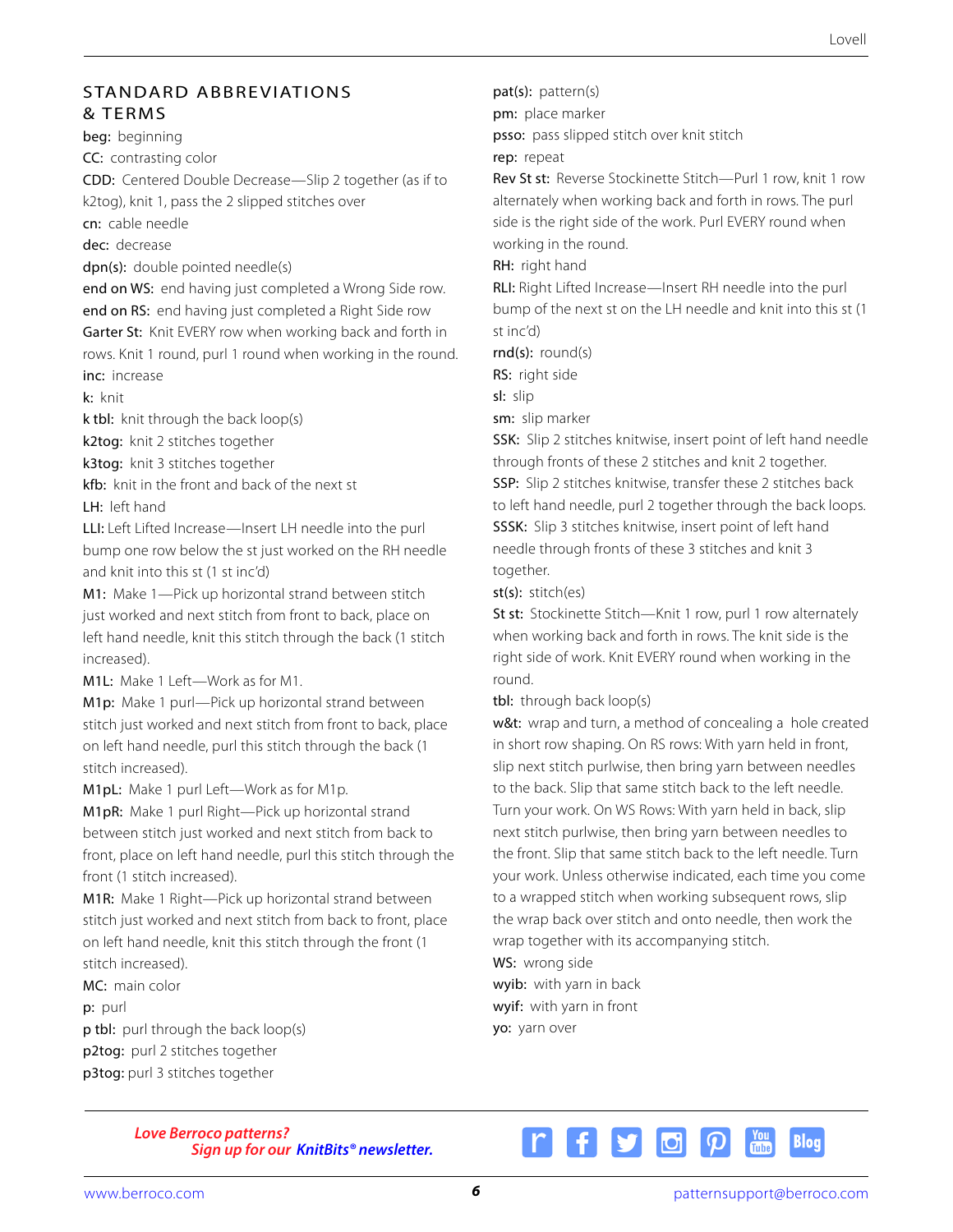## STANDARD ABBREVIATIONS & TERMS

**beg:** beginning

**CC:** contrasting color

**CDD:** Centered Double Decrease—Slip 2 together (as if to k2tog), knit 1, pass the 2 slipped stitches over

**cn:** cable needle

**dec:** decrease

**dpn(s):** double pointed needle(s)

**end on WS:** end having just completed a Wrong Side row.

**end on RS:** end having just completed a Right Side row

**Garter St:** Knit EVERY row when working back and forth in rows. Knit 1 round, purl 1 round when working in the round.

**inc:** increase

**k:** knit

**k tbl:** knit through the back loop(s)

**k2tog:** knit 2 stitches together

**k3tog:** knit 3 stitches together

**kfb:** knit in the front and back of the next st

**LH:** left hand

**LLI:** Left Lifted Increase—Insert LH needle into the purl bump one row below the st just worked on the RH needle and knit into this st (1 st inc'd)

**M1:** Make 1—Pick up horizontal strand between stitch just worked and next stitch from front to back, place on left hand needle, knit this stitch through the back (1 stitch increased).

**M1L:** Make 1 Left—Work as for M1.

**M1p:** Make 1 purl—Pick up horizontal strand between stitch just worked and next stitch from front to back, place on left hand needle, purl this stitch through the back (1 stitch increased).

**M1pL:** Make 1 purl Left—Work as for M1p.

**M1pR:** Make 1 purl Right—Pick up horizontal strand between stitch just worked and next stitch from back to front, place on left hand needle, purl this stitch through the front (1 stitch increased).

**M1R:** Make 1 Right—Pick up horizontal strand between stitch just worked and next stitch from back to front, place on left hand needle, knit this stitch through the front (1 stitch increased).

**MC:** main color

**p:** purl

**p tbl:** purl through the back loop(s)

**p2tog:** purl 2 stitches together

**p3tog:** purl 3 stitches together

**pat(s):** pattern(s)

**pm:** place marker

**psso:** pass slipped stitch over knit stitch

**rep:** repeat

**Rev St st:** Reverse Stockinette Stitch—Purl 1 row, knit 1 row alternately when working back and forth in rows. The purl side is the right side of the work. Purl EVERY round when working in the round.

**RH:** right hand

**RLI:** Right Lifted Increase—Insert RH needle into the purl bump of the next st on the LH needle and knit into this st (1 st inc'd)

**rnd(s):** round(s)

**RS:** right side

**sl:** slip

**sm:** slip marker

**SSK:** Slip 2 stitches knitwise, insert point of left hand needle through fronts of these 2 stitches and knit 2 together.

**SSP:** Slip 2 stitches knitwise, transfer these 2 stitches back to left hand needle, purl 2 together through the back loops.

**SSSK:** Slip 3 stitches knitwise, insert point of left hand needle through fronts of these 3 stitches and knit 3 together.

**st(s):** stitch(es)

**St st:** Stockinette Stitch—Knit 1 row, purl 1 row alternately when working back and forth in rows. The knit side is the right side of work. Knit EVERY round when working in the round.

**tbl:** through back loop(s)

**w&t:** wrap and turn, a method of concealing a hole created in short row shaping. On RS rows: With yarn held in front, slip next stitch purlwise, then bring yarn between needles to the back. Slip that same stitch back to the left needle. Turn your work. On WS Rows: With yarn held in back, slip next stitch purlwise, then bring yarn between needles to the front. Slip that same stitch back to the left needle. Turn your work. Unless otherwise indicated, each time you come to a wrapped stitch when working subsequent rows, slip the wrap back over stitch and onto needle, then work the wrap together with its accompanying stitch.

**WS:** wrong side

**wyib:** with yarn in back

**wyif:** with yarn in front

**yo:** yarn over

*Love Berroco patterns? Sign up for our KnitBits® newsletter.*

www.berroco.com

patternsupport@berroco.com